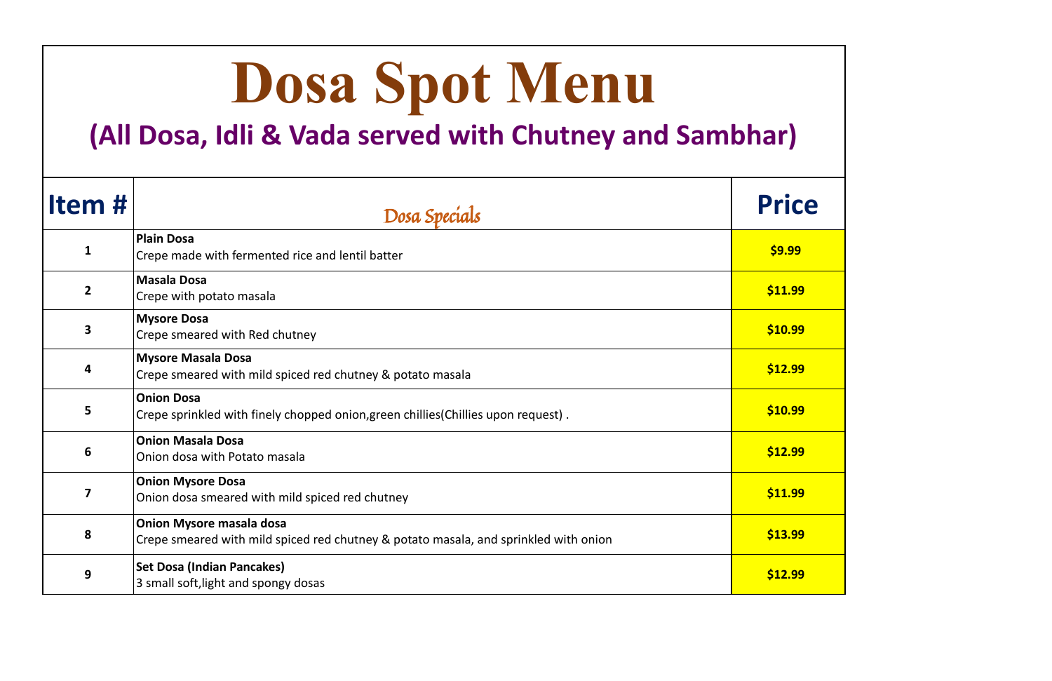# Dosa Spot Menu

## (All Dosa, Idli & Vada served with Chutney and Sambhar)

| Item # | Dosa Specials | Price |
|---|---|---|
| 1 | **Plain Dosa**<br>Crepe made with fermented rice and lentil batter | **$9.99** |
| 2 | **Masala Dosa**<br>Crepe with potato masala | **$11.99** |
| 3 | **Mysore Dosa**<br>Crepe smeared with Red chutney | **$10.99** |
| 4 | **Mysore Masala Dosa**<br>Crepe smeared with mild spiced red chutney & potato masala | **$12.99** |
| 5 | **Onion Dosa**<br>Crepe sprinkled with finely chopped onion,green chillies(Chillies upon request) . | **$10.99** |
| 6 | **Onion Masala Dosa**<br>Onion dosa with Potato masala | **$12.99** |
| 7 | **Onion Mysore Dosa**<br>Onion dosa smeared with mild spiced red chutney | **$11.99** |
| 8 | **Onion Mysore masala dosa**<br>Crepe smeared with mild spiced red chutney & potato masala, and sprinkled with onion | **$13.99** |
| 9 | **Set Dosa (Indian Pancakes)**<br>3 small soft,light and spongy dosas | **$12.99** |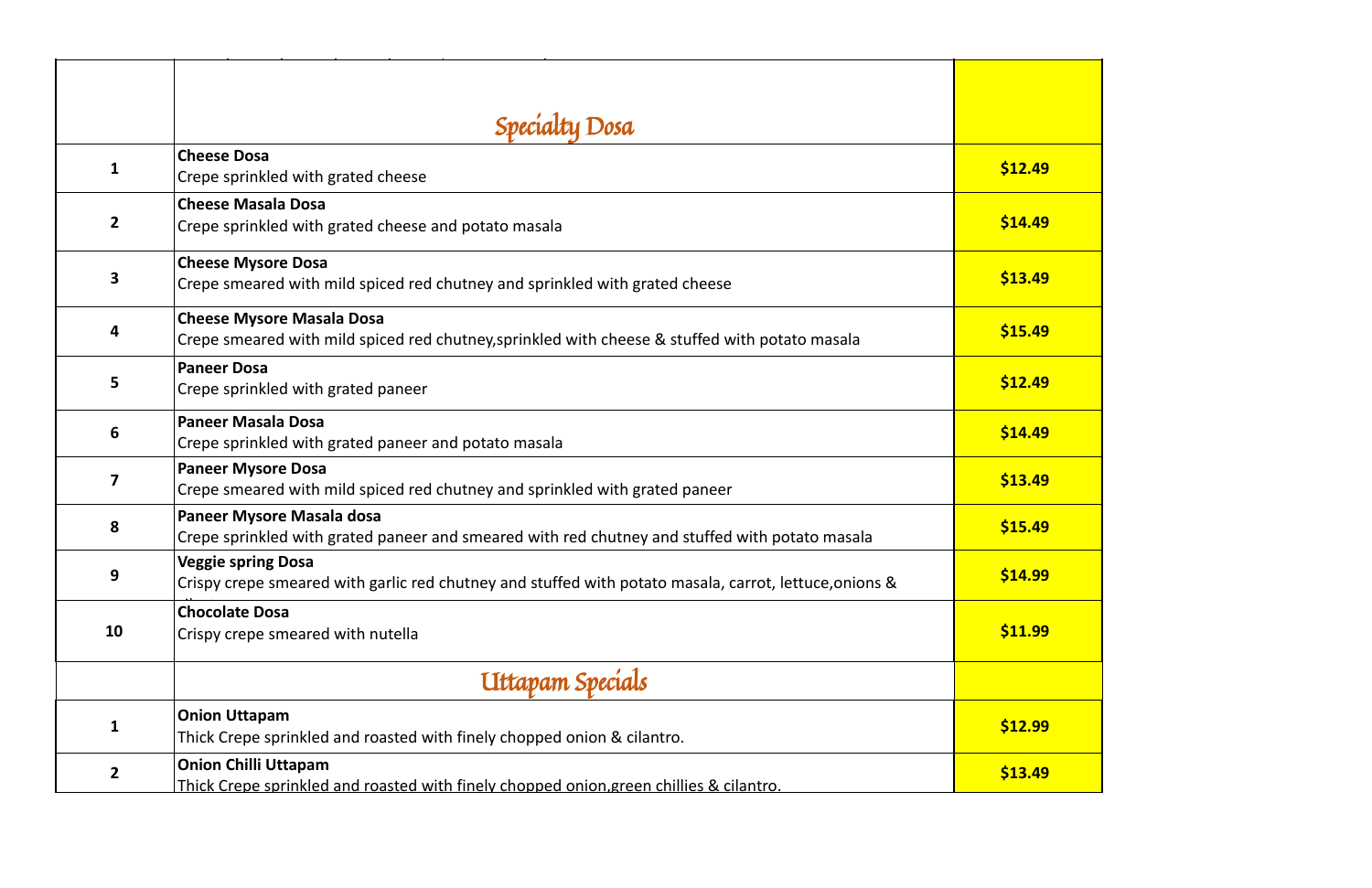| | | |
|---|---|---|
| | **Specialty Dosa** | |
| **1** | **Cheese Dosa**<br>Crepe sprinkled with grated cheese | **$12.49** |
| **2** | **Cheese Masala Dosa**<br>Crepe sprinkled with grated cheese and potato masala | **$14.49** |
| **3** | **Cheese Mysore Dosa**<br>Crepe smeared with mild spiced red chutney and sprinkled with grated cheese | **$13.49** |
| **4** | **Cheese Mysore Masala Dosa**<br>Crepe smeared with mild spiced red chutney,sprinkled with cheese & stuffed with potato masala | **$15.49** |
| **5** | **Paneer Dosa**<br>Crepe sprinkled with grated paneer | **$12.49** |
| **6** | **Paneer Masala Dosa**<br>Crepe sprinkled with grated paneer and potato masala | **$14.49** |
| **7** | **Paneer Mysore Dosa**<br>Crepe smeared with mild spiced red chutney and sprinkled with grated paneer | **$13.49** |
| **8** | **Paneer Mysore Masala dosa**<br>Crepe sprinkled with grated paneer and smeared with red chutney and stuffed with potato masala | **$15.49** |
| **9** | **Veggie spring Dosa**<br>Crispy crepe smeared with garlic red chutney and stuffed with potato masala, carrot, lettuce,onions & | **$14.99** |
| **10** | **Chocolate Dosa**<br>Crispy crepe smeared with nutella | **$11.99** |
| | **Uttapam Specials** | |
| **1** | **Onion Uttapam**<br>Thick Crepe sprinkled and roasted with finely chopped onion & cilantro. | **$12.99** |
| **2** | **Onion Chilli Uttapam**<br>Thick Crepe sprinkled and roasted with finely chopped onion,green chillies & cilantro. | **$13.49** |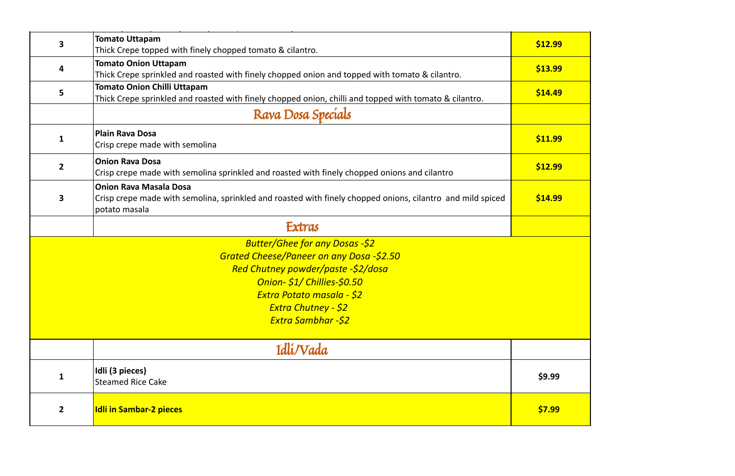| # | Item | Price |
|---|---|---|
| 3 | **Tomato Uttapam**<br>Thick Crepe topped with finely chopped tomato & cilantro. | **$12.99** |
| 4 | **Tomato Onion Uttapam**<br>Thick Crepe sprinkled and roasted with finely chopped onion and topped with tomato & cilantro. | **$13.99** |
| 5 | **Tomato Onion Chilli Uttapam**<br>Thick Crepe sprinkled and roasted with finely chopped onion, chilli and topped with tomato & cilantro. | **$14.49** |
| | **Rava Dosa Specials** | |
| 1 | **Plain Rava Dosa**<br>Crisp crepe made with semolina | **$11.99** |
| 2 | **Onion Rava Dosa**<br>Crisp crepe made with semolina sprinkled and roasted with finely chopped onions and cilantro | **$12.99** |
| 3 | **Onion Rava Masala Dosa**<br>Crisp crepe made with semolina, sprinkled and roasted with finely chopped onions, cilantro and mild spiced potato masala | **$14.99** |
| | **Extras** | |

*Butter/Ghee for any Dosas -$2*
*Grated Cheese/Paneer on any Dosa -$2.50*
*Red Chutney powder/paste -$2/dosa*
*Onion- $1/ Chillies-$0.50*
*Extra Potato masala - $2*
*Extra Chutney - $2*
*Extra Sambhar -$2*

| # | Item | Price |
|---|---|---|
| | **Idli/Vada** | |
| 1 | **Idli (3 pieces)**<br>Steamed Rice Cake | **$9.99** |
| 2 | **Idli in Sambar-2 pieces** | **$7.99** |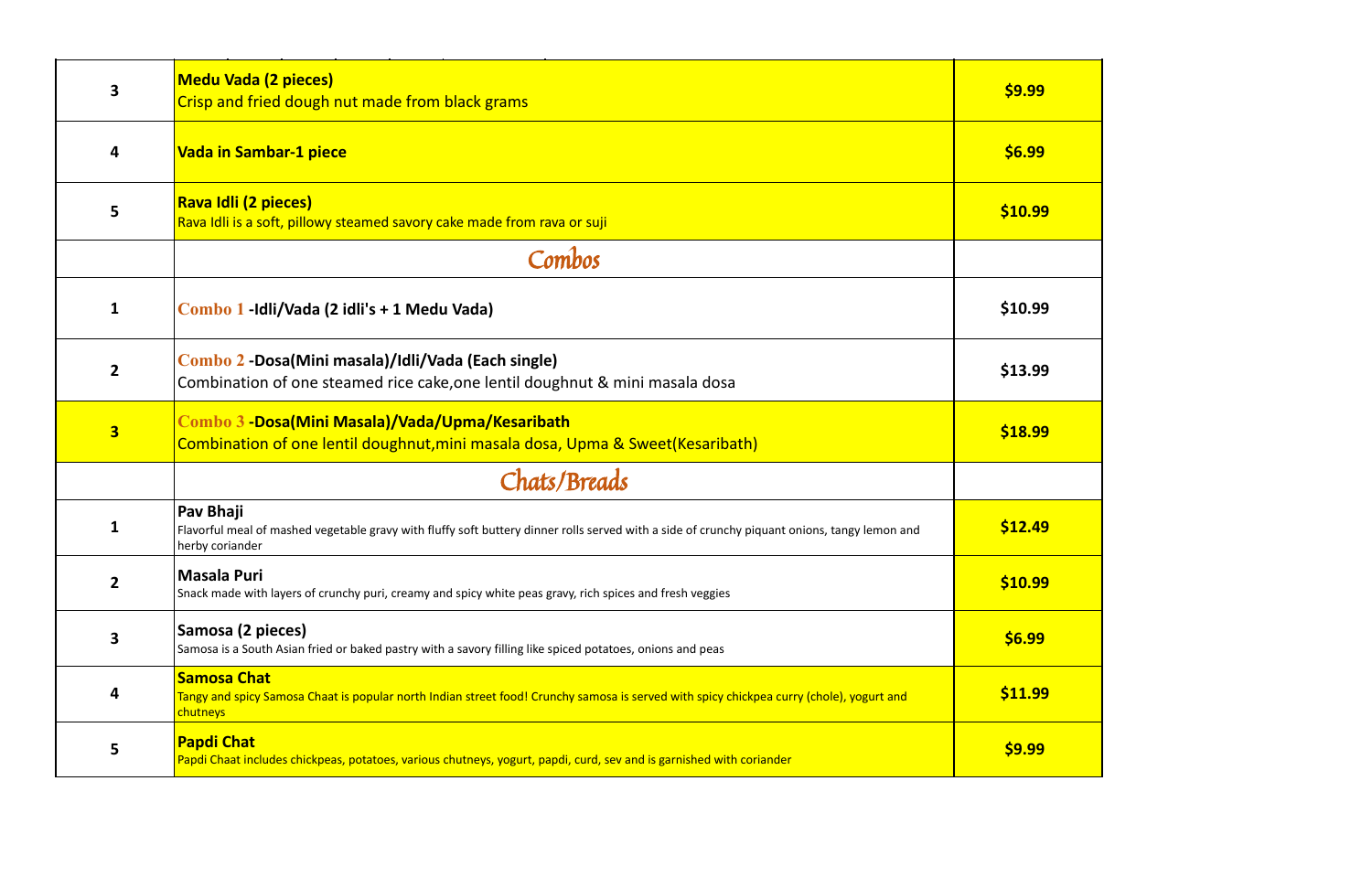| | | |
|---|---|---|
| 3 | **Medu Vada (2 pieces)**<br>Crisp and fried dough nut made from black grams | **$9.99** |
| 4 | **Vada in Sambar-1 piece** | **$6.99** |
| 5 | **Rava Idli (2 pieces)**<br>Rava Idli is a soft, pillowy steamed savory cake made from rava or suji | **$10.99** |
| | ***Combos*** | |
| 1 | **Combo 1 -Idli/Vada (2 idli's + 1 Medu Vada)** | **$10.99** |
| 2 | **Combo 2 -Dosa(Mini masala)/Idli/Vada (Each single)**<br>Combination of one steamed rice cake,one lentil doughnut & mini masala dosa | **$13.99** |
| **3** | **Combo 3 -Dosa(Mini Masala)/Vada/Upma/Kesaribath**<br>Combination of one lentil doughnut,mini masala dosa, Upma & Sweet(Kesaribath) | **$18.99** |
| | ***Chats/Breads*** | |
| 1 | **Pav Bhaji**<br>Flavorful meal of mashed vegetable gravy with fluffy soft buttery dinner rolls served with a side of crunchy piquant onions, tangy lemon and herby coriander | **$12.49** |
| 2 | **Masala Puri**<br>Snack made with layers of crunchy puri, creamy and spicy white peas gravy, rich spices and fresh veggies | **$10.99** |
| 3 | **Samosa (2 pieces)**<br>Samosa is a South Asian fried or baked pastry with a savory filling like spiced potatoes, onions and peas | **$6.99** |
| 4 | **Samosa Chat**<br>Tangy and spicy Samosa Chaat is popular north Indian street food! Crunchy samosa is served with spicy chickpea curry (chole), yogurt and chutneys | **$11.99** |
| 5 | **Papdi Chat**<br>Papdi Chaat includes chickpeas, potatoes, various chutneys, yogurt, papdi, curd, sev and is garnished with coriander | **$9.99** |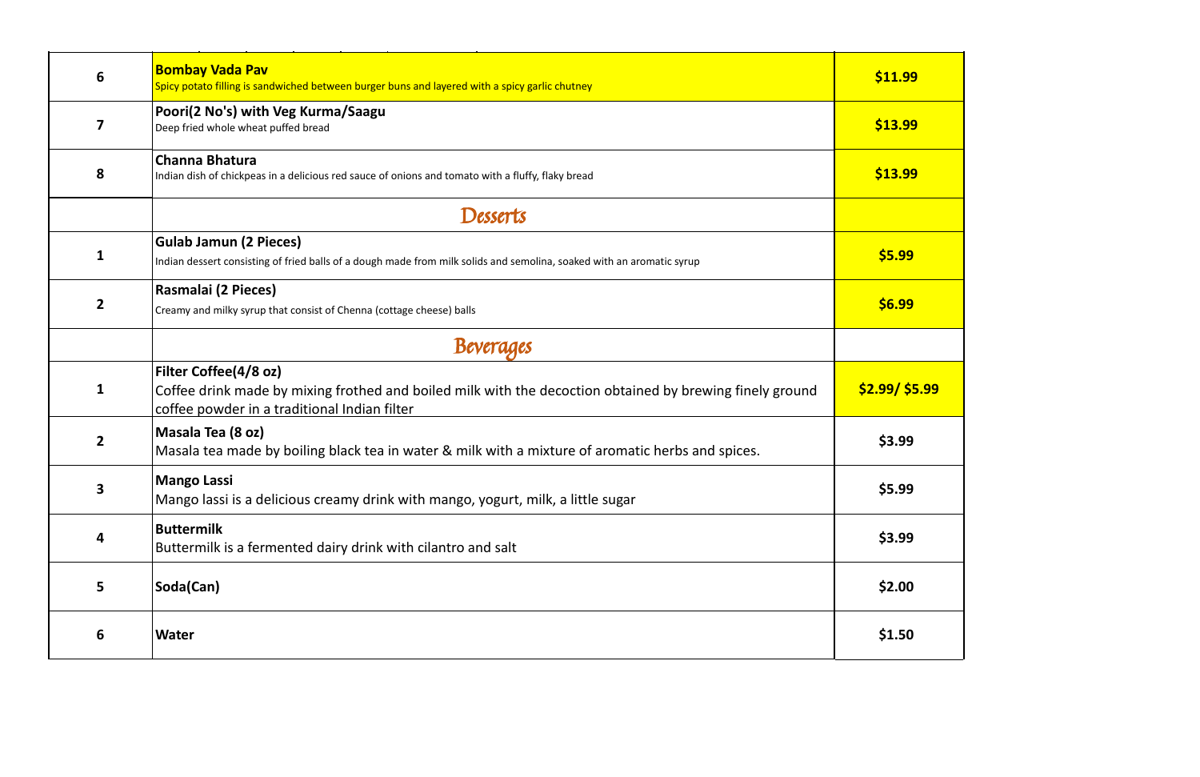| | | |
|---|---|---|
| 6 | **Bombay Vada Pav**<br>Spicy potato filling is sandwiched between burger buns and layered with a spicy garlic chutney | **$11.99** |
| 7 | **Poori(2 No's) with Veg Kurma/Saagu**<br>Deep fried whole wheat puffed bread | **$13.99** |
| 8 | **Channa Bhatura**<br>Indian dish of chickpeas in a delicious red sauce of onions and tomato with a fluffy, flaky bread | **$13.99** |
| | ***Desserts*** | |
| 1 | **Gulab Jamun (2 Pieces)**<br>Indian dessert consisting of fried balls of a dough made from milk solids and semolina, soaked with an aromatic syrup | **$5.99** |
| 2 | **Rasmalai (2 Pieces)**<br>Creamy and milky syrup that consist of Chenna (cottage cheese) balls | **$6.99** |
| | ***Beverages*** | |
| 1 | **Filter Coffee(4/8 oz)**<br>Coffee drink made by mixing frothed and boiled milk with the decoction obtained by brewing finely ground coffee powder in a traditional Indian filter | **$2.99/ $5.99** |
| 2 | **Masala Tea (8 oz)**<br>Masala tea made by boiling black tea in water & milk with a mixture of aromatic herbs and spices. | **$3.99** |
| 3 | **Mango Lassi**<br>Mango lassi is a delicious creamy drink with mango, yogurt, milk, a little sugar | **$5.99** |
| 4 | **Buttermilk**<br>Buttermilk is a fermented dairy drink with cilantro and salt | **$3.99** |
| 5 | **Soda(Can)** | **$2.00** |
| 6 | **Water** | **$1.50** |